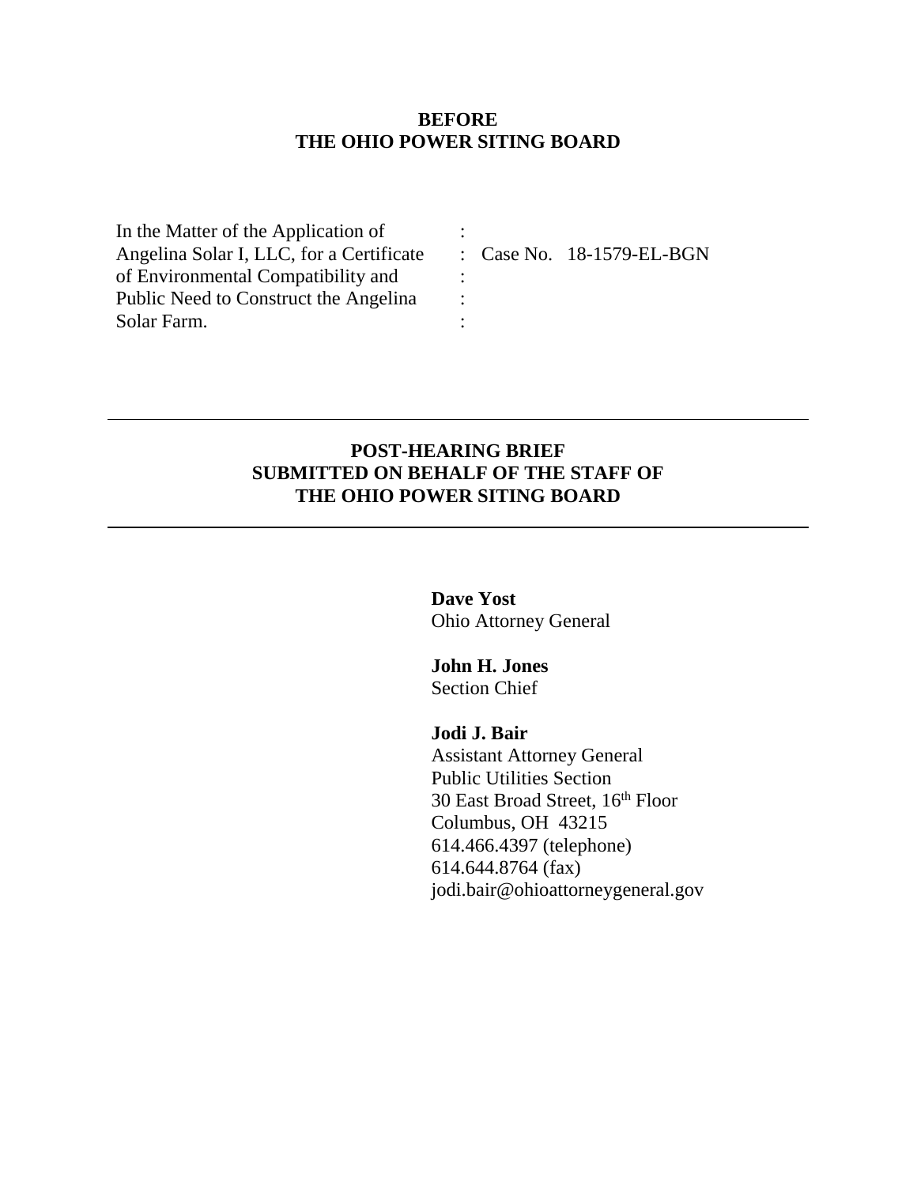**BEFORE**
**THE OHIO POWER SITING BOARD**

| | | |
|---|---|---|
| In the Matter of the Application of | : | |
| Angelina Solar I, LLC, for a Certificate | : | Case No. 18-1579-EL-BGN |
| of Environmental Compatibility and | : | |
| Public Need to Construct the Angelina | : | |
| Solar Farm. | : | |

---

**POST-HEARING BRIEF**
**SUBMITTED ON BEHALF OF THE STAFF OF**
**THE OHIO POWER SITING BOARD**

---

**Dave Yost**
Ohio Attorney General

**John H. Jones**
Section Chief

**Jodi J. Bair**
Assistant Attorney General
Public Utilities Section
30 East Broad Street, 16th Floor
Columbus, OH 43215
614.466.4397 (telephone)
614.644.8764 (fax)
jodi.bair@ohioattorneygeneral.gov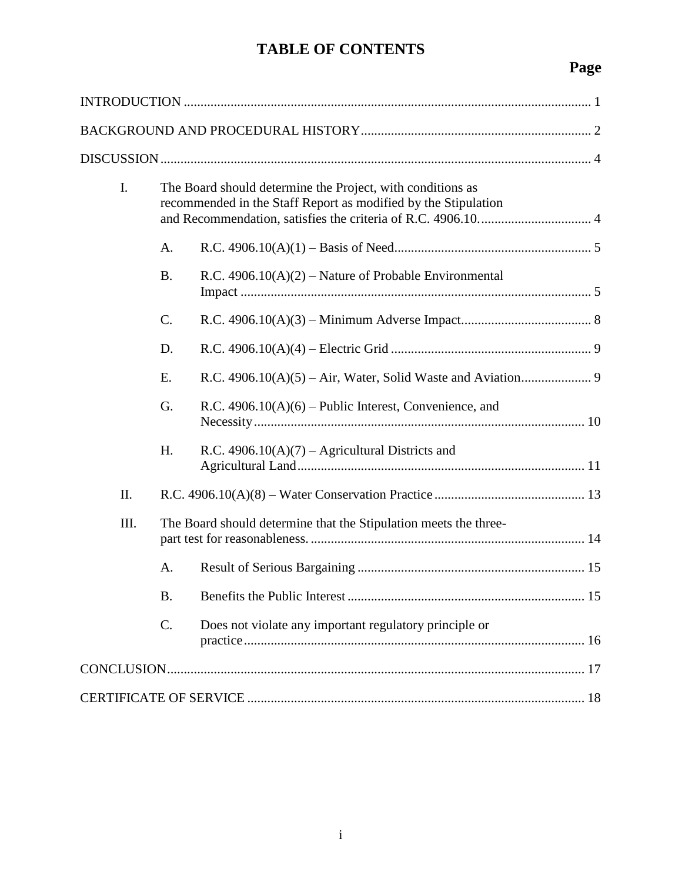# TABLE OF CONTENTS

**Page**

INTRODUCTION .......... 1

BACKGROUND AND PROCEDURAL HISTORY .......... 2

DISCUSSION .......... 4

- I. The Board should determine the Project, with conditions as recommended in the Staff Report as modified by the Stipulation and Recommendation, satisfies the criteria of R.C. 4906.10. .......... 4
  - A. R.C. 4906.10(A)(1) – Basis of Need .......... 5
  - B. R.C. 4906.10(A)(2) – Nature of Probable Environmental Impact .......... 5
  - C. R.C. 4906.10(A)(3) – Minimum Adverse Impact .......... 8
  - D. R.C. 4906.10(A)(4) – Electric Grid .......... 9
  - E. R.C. 4906.10(A)(5) – Air, Water, Solid Waste and Aviation .......... 9
  - G. R.C. 4906.10(A)(6) – Public Interest, Convenience, and Necessity .......... 10
  - H. R.C. 4906.10(A)(7) – Agricultural Districts and Agricultural Land .......... 11
- II. R.C. 4906.10(A)(8) – Water Conservation Practice .......... 13
- III. The Board should determine that the Stipulation meets the three-part test for reasonableness. .......... 14
  - A. Result of Serious Bargaining .......... 15
  - B. Benefits the Public Interest .......... 15
  - C. Does not violate any important regulatory principle or practice .......... 16

CONCLUSION .......... 17

CERTIFICATE OF SERVICE .......... 18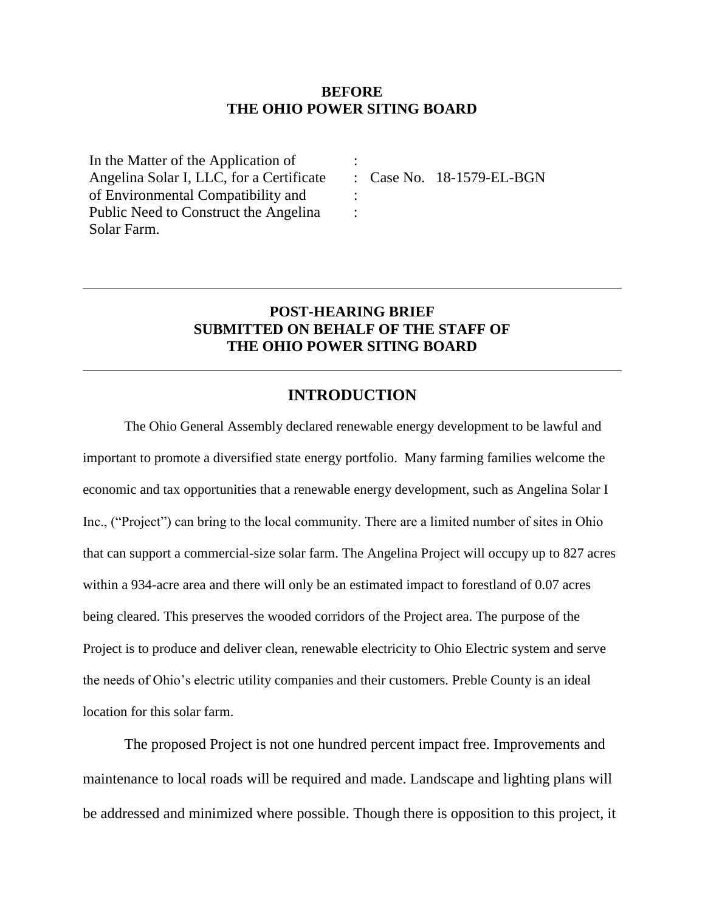**BEFORE**
**THE OHIO POWER SITING BOARD**

| In the Matter of the Application of Angelina Solar I, LLC, for a Certificate of Environmental Compatibility and Public Need to Construct the Angelina Solar Farm. | : : : : | Case No. 18-1579-EL-BGN |
|---|---|---|

---

# POST-HEARING BRIEF SUBMITTED ON BEHALF OF THE STAFF OF THE OHIO POWER SITING BOARD

---

## INTRODUCTION

The Ohio General Assembly declared renewable energy development to be lawful and important to promote a diversified state energy portfolio. Many farming families welcome the economic and tax opportunities that a renewable energy development, such as Angelina Solar I Inc., ("Project") can bring to the local community. There are a limited number of sites in Ohio that can support a commercial-size solar farm. The Angelina Project will occupy up to 827 acres within a 934-acre area and there will only be an estimated impact to forestland of 0.07 acres being cleared. This preserves the wooded corridors of the Project area. The purpose of the Project is to produce and deliver clean, renewable electricity to Ohio Electric system and serve the needs of Ohio's electric utility companies and their customers. Preble County is an ideal location for this solar farm.

The proposed Project is not one hundred percent impact free. Improvements and maintenance to local roads will be required and made. Landscape and lighting plans will be addressed and minimized where possible. Though there is opposition to this project, it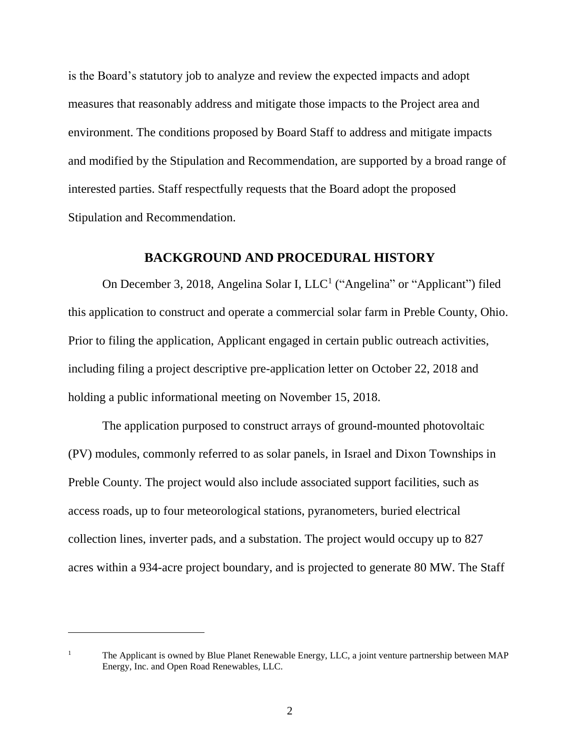is the Board's statutory job to analyze and review the expected impacts and adopt measures that reasonably address and mitigate those impacts to the Project area and environment. The conditions proposed by Board Staff to address and mitigate impacts and modified by the Stipulation and Recommendation, are supported by a broad range of interested parties. Staff respectfully requests that the Board adopt the proposed Stipulation and Recommendation.

## BACKGROUND AND PROCEDURAL HISTORY

On December 3, 2018, Angelina Solar I, LLC[1] ("Angelina" or "Applicant") filed this application to construct and operate a commercial solar farm in Preble County, Ohio. Prior to filing the application, Applicant engaged in certain public outreach activities, including filing a project descriptive pre-application letter on October 22, 2018 and holding a public informational meeting on November 15, 2018.

The application purposed to construct arrays of ground-mounted photovoltaic (PV) modules, commonly referred to as solar panels, in Israel and Dixon Townships in Preble County. The project would also include associated support facilities, such as access roads, up to four meteorological stations, pyranometers, buried electrical collection lines, inverter pads, and a substation. The project would occupy up to 827 acres within a 934-acre project boundary, and is projected to generate 80 MW. The Staff

---

[1] The Applicant is owned by Blue Planet Renewable Energy, LLC, a joint venture partnership between MAP Energy, Inc. and Open Road Renewables, LLC.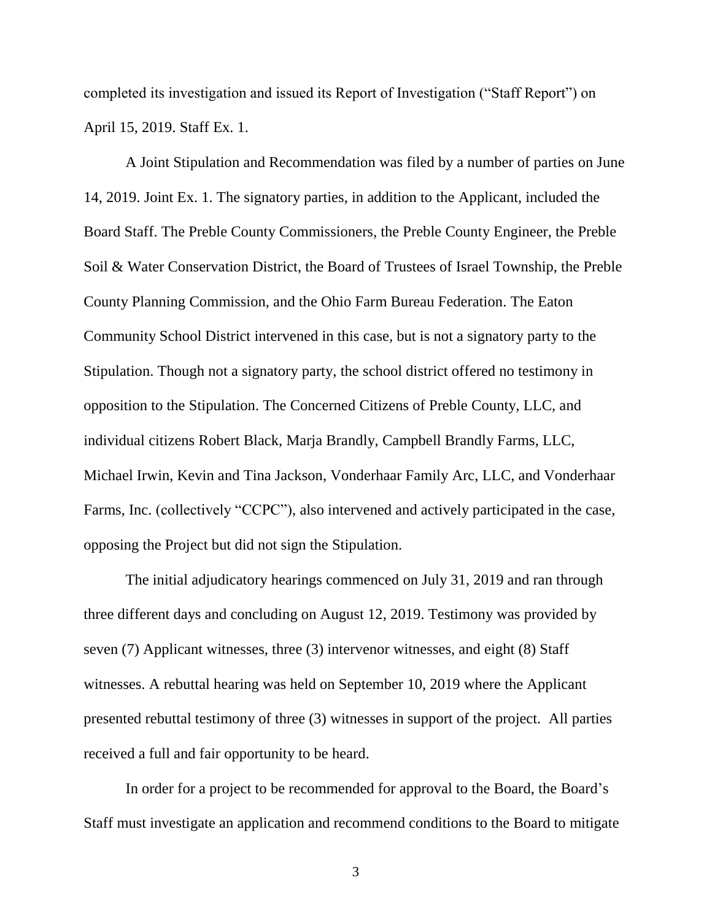completed its investigation and issued its Report of Investigation ("Staff Report") on April 15, 2019. Staff Ex. 1.

A Joint Stipulation and Recommendation was filed by a number of parties on June 14, 2019. Joint Ex. 1. The signatory parties, in addition to the Applicant, included the Board Staff. The Preble County Commissioners, the Preble County Engineer, the Preble Soil & Water Conservation District, the Board of Trustees of Israel Township, the Preble County Planning Commission, and the Ohio Farm Bureau Federation. The Eaton Community School District intervened in this case, but is not a signatory party to the Stipulation. Though not a signatory party, the school district offered no testimony in opposition to the Stipulation. The Concerned Citizens of Preble County, LLC, and individual citizens Robert Black, Marja Brandly, Campbell Brandly Farms, LLC, Michael Irwin, Kevin and Tina Jackson, Vonderhaar Family Arc, LLC, and Vonderhaar Farms, Inc. (collectively "CCPC"), also intervened and actively participated in the case, opposing the Project but did not sign the Stipulation.

The initial adjudicatory hearings commenced on July 31, 2019 and ran through three different days and concluding on August 12, 2019. Testimony was provided by seven (7) Applicant witnesses, three (3) intervenor witnesses, and eight (8) Staff witnesses. A rebuttal hearing was held on September 10, 2019 where the Applicant presented rebuttal testimony of three (3) witnesses in support of the project. All parties received a full and fair opportunity to be heard.

In order for a project to be recommended for approval to the Board, the Board's Staff must investigate an application and recommend conditions to the Board to mitigate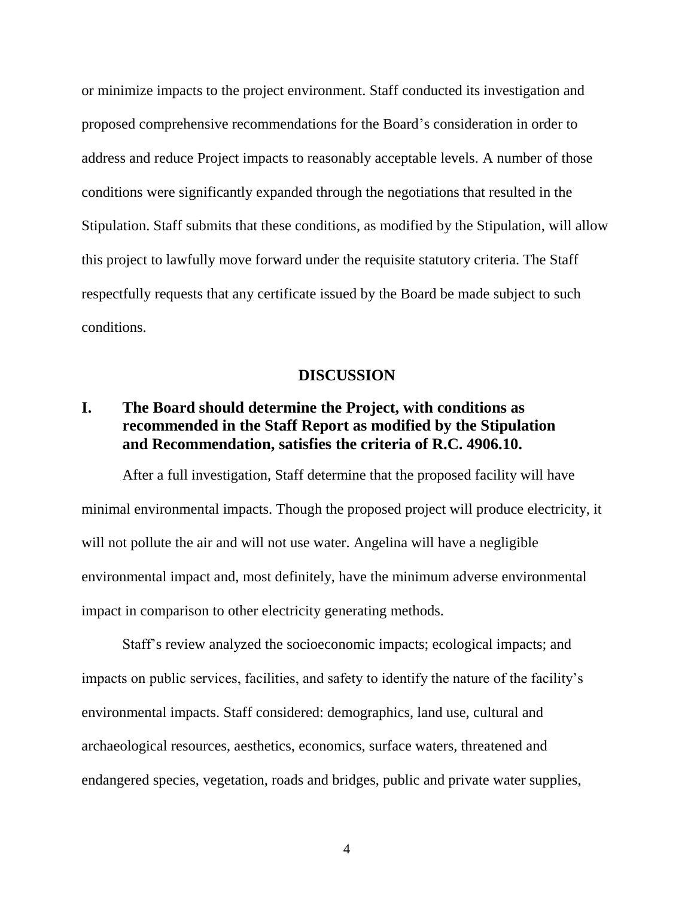or minimize impacts to the project environment. Staff conducted its investigation and proposed comprehensive recommendations for the Board's consideration in order to address and reduce Project impacts to reasonably acceptable levels. A number of those conditions were significantly expanded through the negotiations that resulted in the Stipulation. Staff submits that these conditions, as modified by the Stipulation, will allow this project to lawfully move forward under the requisite statutory criteria. The Staff respectfully requests that any certificate issued by the Board be made subject to such conditions.

## DISCUSSION

### I. The Board should determine the Project, with conditions as recommended in the Staff Report as modified by the Stipulation and Recommendation, satisfies the criteria of R.C. 4906.10.

After a full investigation, Staff determine that the proposed facility will have minimal environmental impacts. Though the proposed project will produce electricity, it will not pollute the air and will not use water. Angelina will have a negligible environmental impact and, most definitely, have the minimum adverse environmental impact in comparison to other electricity generating methods.

Staff's review analyzed the socioeconomic impacts; ecological impacts; and impacts on public services, facilities, and safety to identify the nature of the facility's environmental impacts. Staff considered: demographics, land use, cultural and archaeological resources, aesthetics, economics, surface waters, threatened and endangered species, vegetation, roads and bridges, public and private water supplies,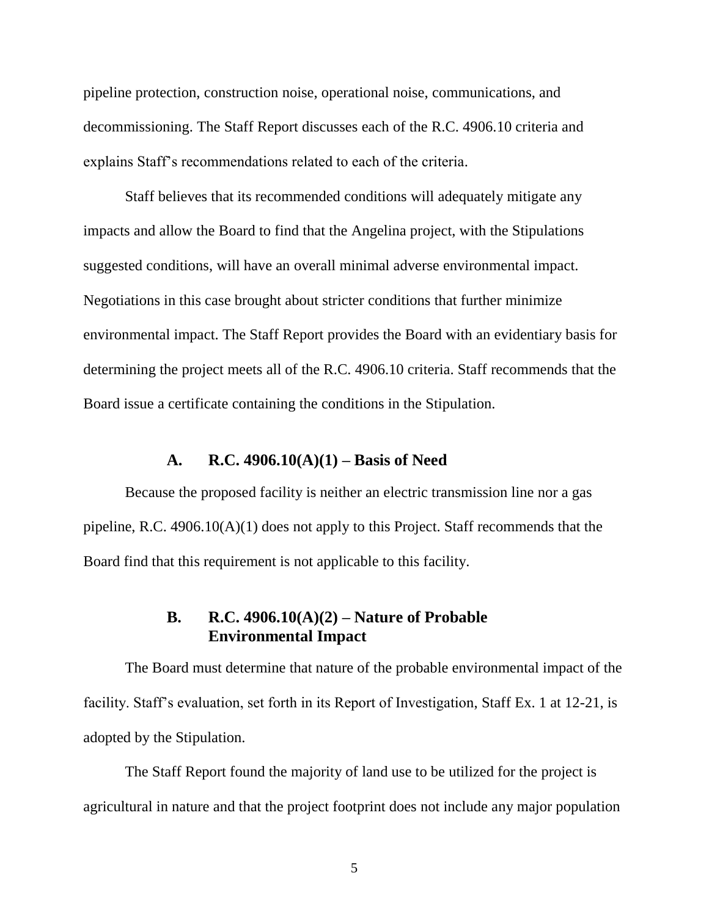pipeline protection, construction noise, operational noise, communications, and decommissioning. The Staff Report discusses each of the R.C. 4906.10 criteria and explains Staff's recommendations related to each of the criteria.

Staff believes that its recommended conditions will adequately mitigate any impacts and allow the Board to find that the Angelina project, with the Stipulations suggested conditions, will have an overall minimal adverse environmental impact. Negotiations in this case brought about stricter conditions that further minimize environmental impact. The Staff Report provides the Board with an evidentiary basis for determining the project meets all of the R.C. 4906.10 criteria. Staff recommends that the Board issue a certificate containing the conditions in the Stipulation.

### A. R.C. 4906.10(A)(1) – Basis of Need

Because the proposed facility is neither an electric transmission line nor a gas pipeline, R.C. 4906.10(A)(1) does not apply to this Project. Staff recommends that the Board find that this requirement is not applicable to this facility.

### B. R.C. 4906.10(A)(2) – Nature of Probable Environmental Impact

The Board must determine that nature of the probable environmental impact of the facility. Staff's evaluation, set forth in its Report of Investigation, Staff Ex. 1 at 12-21, is adopted by the Stipulation.

The Staff Report found the majority of land use to be utilized for the project is agricultural in nature and that the project footprint does not include any major population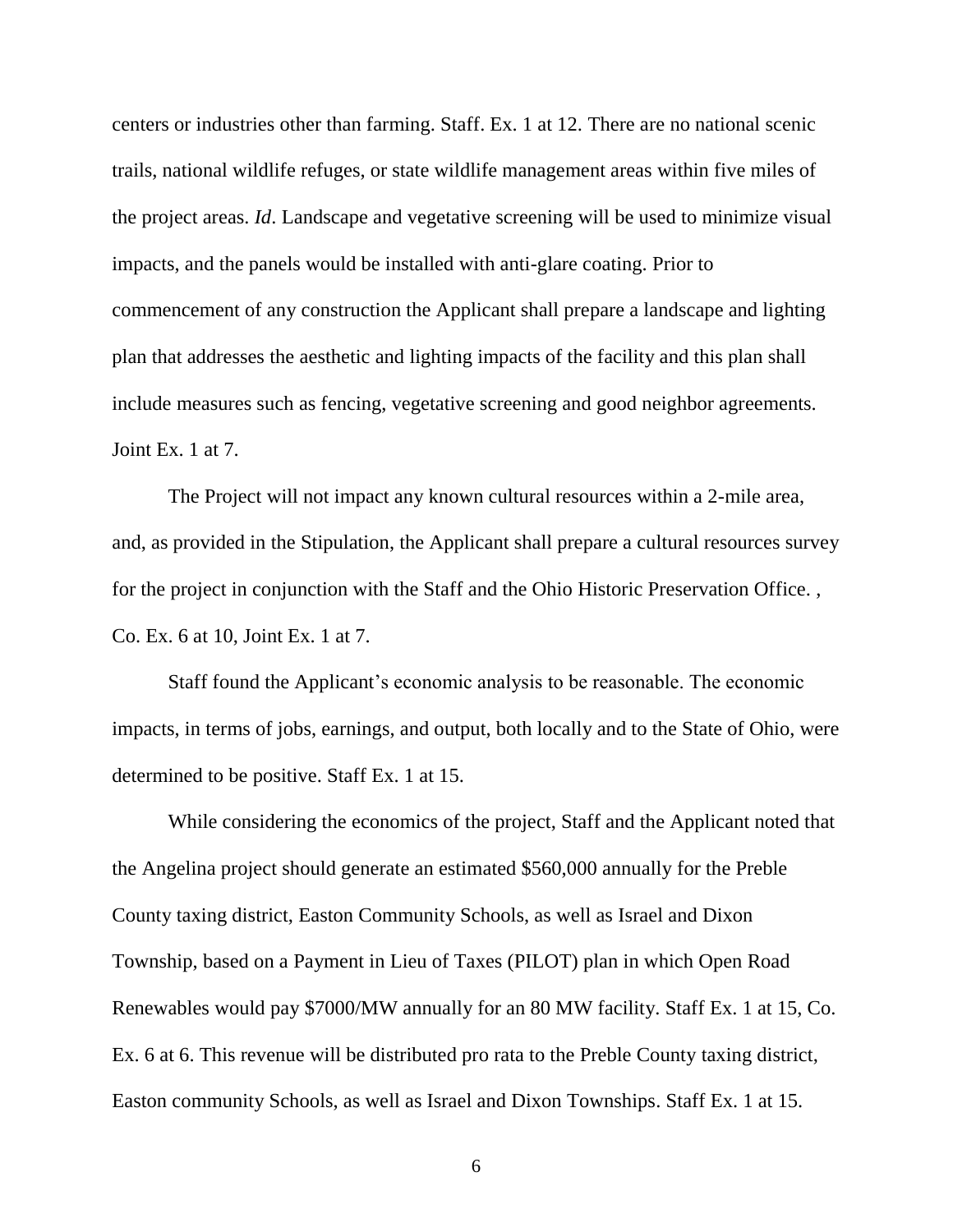centers or industries other than farming. Staff. Ex. 1 at 12. There are no national scenic trails, national wildlife refuges, or state wildlife management areas within five miles of the project areas. *Id*. Landscape and vegetative screening will be used to minimize visual impacts, and the panels would be installed with anti-glare coating. Prior to commencement of any construction the Applicant shall prepare a landscape and lighting plan that addresses the aesthetic and lighting impacts of the facility and this plan shall include measures such as fencing, vegetative screening and good neighbor agreements. Joint Ex. 1 at 7.

The Project will not impact any known cultural resources within a 2-mile area, and, as provided in the Stipulation, the Applicant shall prepare a cultural resources survey for the project in conjunction with the Staff and the Ohio Historic Preservation Office. , Co. Ex. 6 at 10, Joint Ex. 1 at 7.

Staff found the Applicant's economic analysis to be reasonable. The economic impacts, in terms of jobs, earnings, and output, both locally and to the State of Ohio, were determined to be positive. Staff Ex. 1 at 15.

While considering the economics of the project, Staff and the Applicant noted that the Angelina project should generate an estimated $560,000 annually for the Preble County taxing district, Easton Community Schools, as well as Israel and Dixon Township, based on a Payment in Lieu of Taxes (PILOT) plan in which Open Road Renewables would pay $7000/MW annually for an 80 MW facility. Staff Ex. 1 at 15, Co. Ex. 6 at 6. This revenue will be distributed pro rata to the Preble County taxing district, Easton community Schools, as well as Israel and Dixon Townships. Staff Ex. 1 at 15.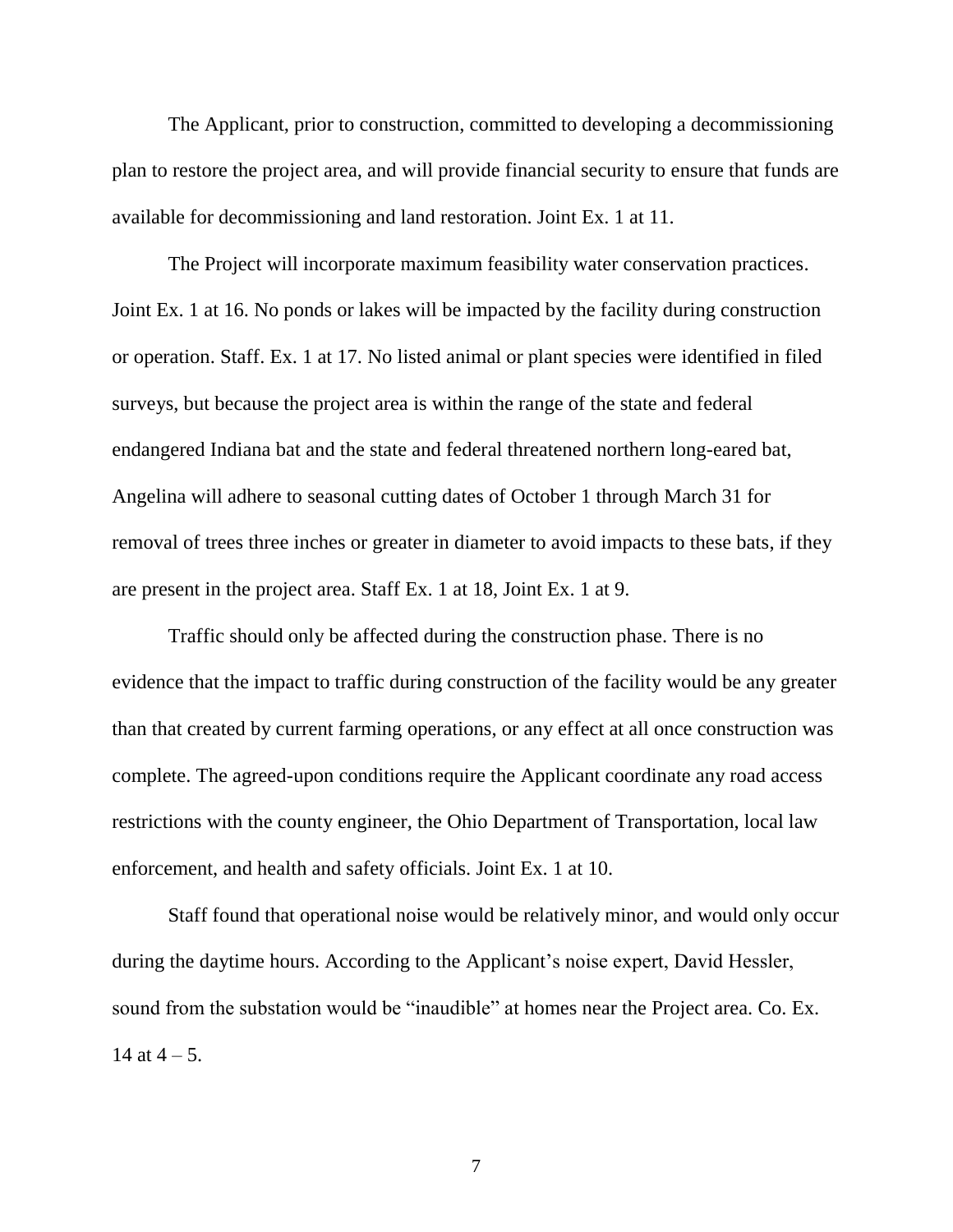The Applicant, prior to construction, committed to developing a decommissioning plan to restore the project area, and will provide financial security to ensure that funds are available for decommissioning and land restoration. Joint Ex. 1 at 11.

The Project will incorporate maximum feasibility water conservation practices. Joint Ex. 1 at 16. No ponds or lakes will be impacted by the facility during construction or operation. Staff. Ex. 1 at 17. No listed animal or plant species were identified in filed surveys, but because the project area is within the range of the state and federal endangered Indiana bat and the state and federal threatened northern long-eared bat, Angelina will adhere to seasonal cutting dates of October 1 through March 31 for removal of trees three inches or greater in diameter to avoid impacts to these bats, if they are present in the project area. Staff Ex. 1 at 18, Joint Ex. 1 at 9.

Traffic should only be affected during the construction phase. There is no evidence that the impact to traffic during construction of the facility would be any greater than that created by current farming operations, or any effect at all once construction was complete. The agreed-upon conditions require the Applicant coordinate any road access restrictions with the county engineer, the Ohio Department of Transportation, local law enforcement, and health and safety officials. Joint Ex. 1 at 10.

Staff found that operational noise would be relatively minor, and would only occur during the daytime hours. According to the Applicant's noise expert, David Hessler, sound from the substation would be "inaudible" at homes near the Project area. Co. Ex. 14 at 4 – 5.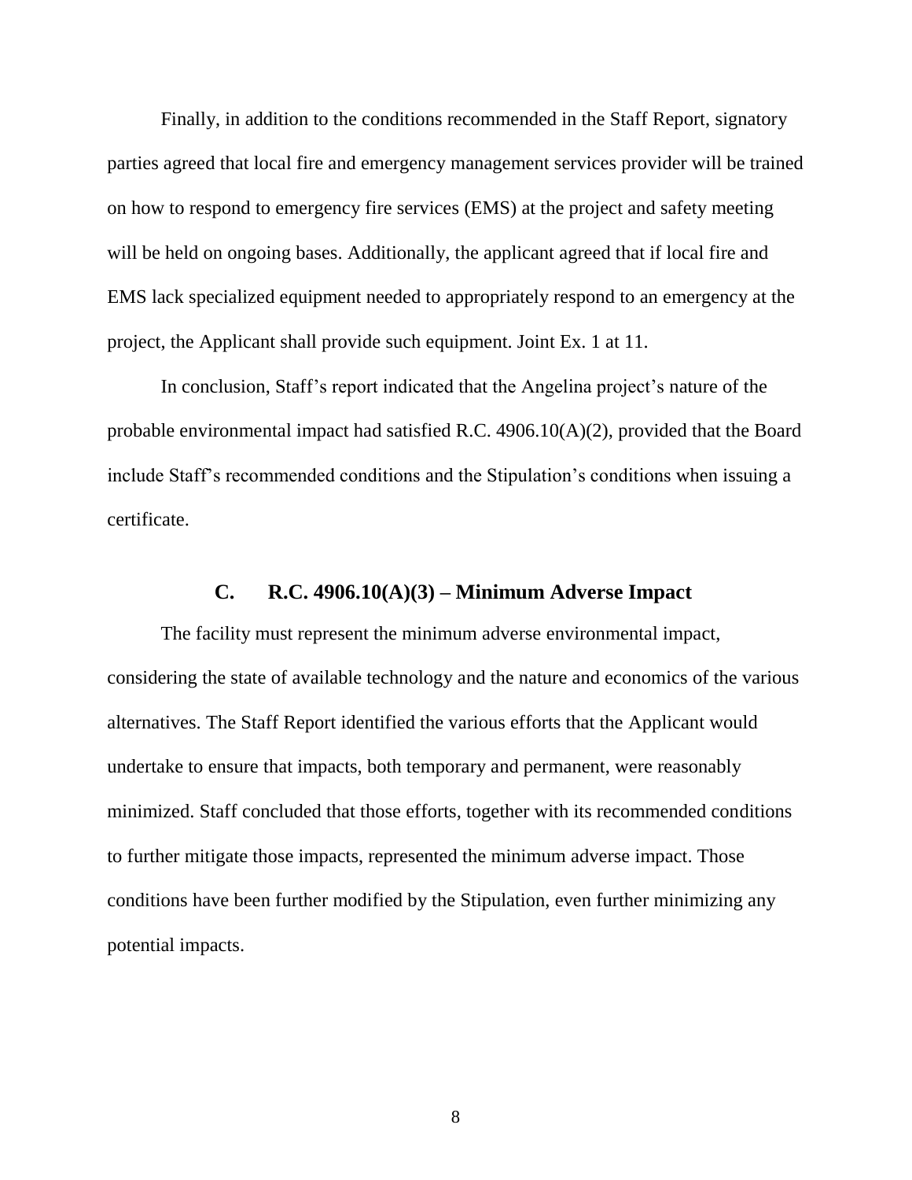Finally, in addition to the conditions recommended in the Staff Report, signatory parties agreed that local fire and emergency management services provider will be trained on how to respond to emergency fire services (EMS) at the project and safety meeting will be held on ongoing bases. Additionally, the applicant agreed that if local fire and EMS lack specialized equipment needed to appropriately respond to an emergency at the project, the Applicant shall provide such equipment. Joint Ex. 1 at 11.

In conclusion, Staff's report indicated that the Angelina project's nature of the probable environmental impact had satisfied R.C. 4906.10(A)(2), provided that the Board include Staff's recommended conditions and the Stipulation's conditions when issuing a certificate.

### C. R.C. 4906.10(A)(3) – Minimum Adverse Impact

The facility must represent the minimum adverse environmental impact, considering the state of available technology and the nature and economics of the various alternatives. The Staff Report identified the various efforts that the Applicant would undertake to ensure that impacts, both temporary and permanent, were reasonably minimized. Staff concluded that those efforts, together with its recommended conditions to further mitigate those impacts, represented the minimum adverse impact. Those conditions have been further modified by the Stipulation, even further minimizing any potential impacts.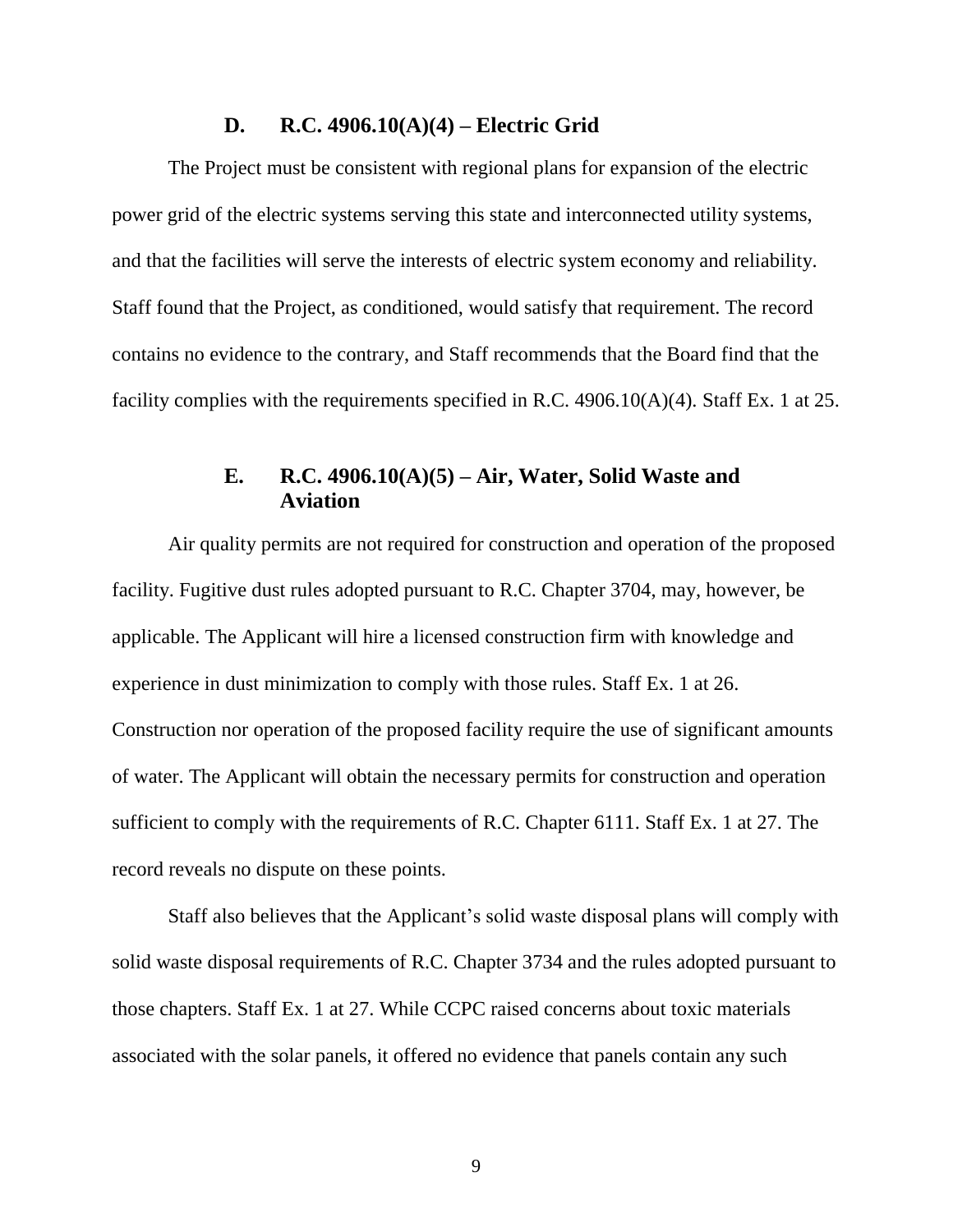### D. R.C. 4906.10(A)(4) – Electric Grid

The Project must be consistent with regional plans for expansion of the electric power grid of the electric systems serving this state and interconnected utility systems, and that the facilities will serve the interests of electric system economy and reliability. Staff found that the Project, as conditioned, would satisfy that requirement. The record contains no evidence to the contrary, and Staff recommends that the Board find that the facility complies with the requirements specified in R.C. 4906.10(A)(4). Staff Ex. 1 at 25.

### E. R.C. 4906.10(A)(5) – Air, Water, Solid Waste and Aviation

Air quality permits are not required for construction and operation of the proposed facility. Fugitive dust rules adopted pursuant to R.C. Chapter 3704, may, however, be applicable. The Applicant will hire a licensed construction firm with knowledge and experience in dust minimization to comply with those rules. Staff Ex. 1 at 26. Construction nor operation of the proposed facility require the use of significant amounts of water. The Applicant will obtain the necessary permits for construction and operation sufficient to comply with the requirements of R.C. Chapter 6111. Staff Ex. 1 at 27. The record reveals no dispute on these points.

Staff also believes that the Applicant's solid waste disposal plans will comply with solid waste disposal requirements of R.C. Chapter 3734 and the rules adopted pursuant to those chapters. Staff Ex. 1 at 27. While CCPC raised concerns about toxic materials associated with the solar panels, it offered no evidence that panels contain any such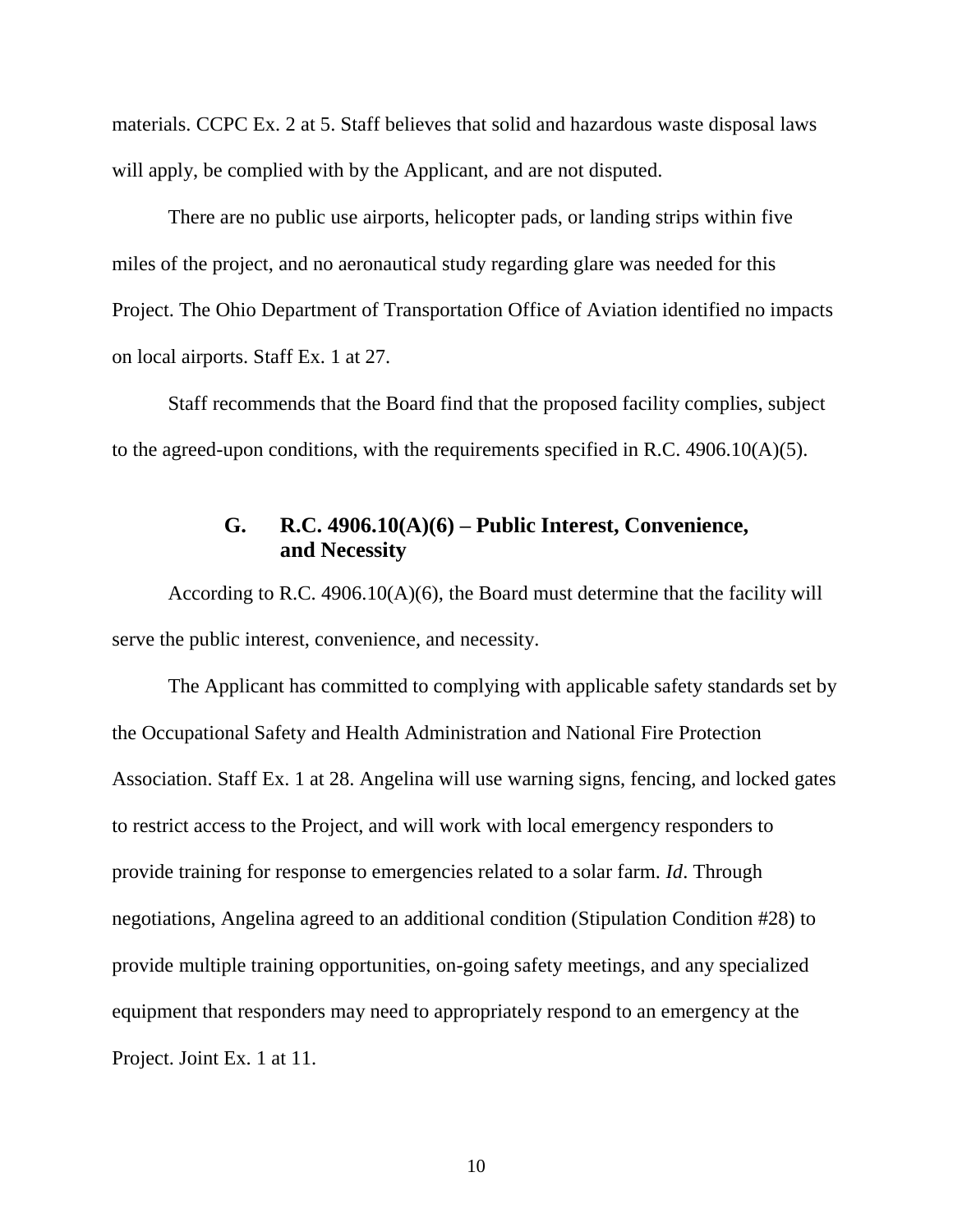materials. CCPC Ex. 2 at 5. Staff believes that solid and hazardous waste disposal laws will apply, be complied with by the Applicant, and are not disputed.

There are no public use airports, helicopter pads, or landing strips within five miles of the project, and no aeronautical study regarding glare was needed for this Project. The Ohio Department of Transportation Office of Aviation identified no impacts on local airports. Staff Ex. 1 at 27.

Staff recommends that the Board find that the proposed facility complies, subject to the agreed-upon conditions, with the requirements specified in R.C. 4906.10(A)(5).

### G. R.C. 4906.10(A)(6) – Public Interest, Convenience, and Necessity

According to R.C. 4906.10(A)(6), the Board must determine that the facility will serve the public interest, convenience, and necessity.

The Applicant has committed to complying with applicable safety standards set by the Occupational Safety and Health Administration and National Fire Protection Association. Staff Ex. 1 at 28. Angelina will use warning signs, fencing, and locked gates to restrict access to the Project, and will work with local emergency responders to provide training for response to emergencies related to a solar farm. *Id*. Through negotiations, Angelina agreed to an additional condition (Stipulation Condition #28) to provide multiple training opportunities, on-going safety meetings, and any specialized equipment that responders may need to appropriately respond to an emergency at the Project. Joint Ex. 1 at 11.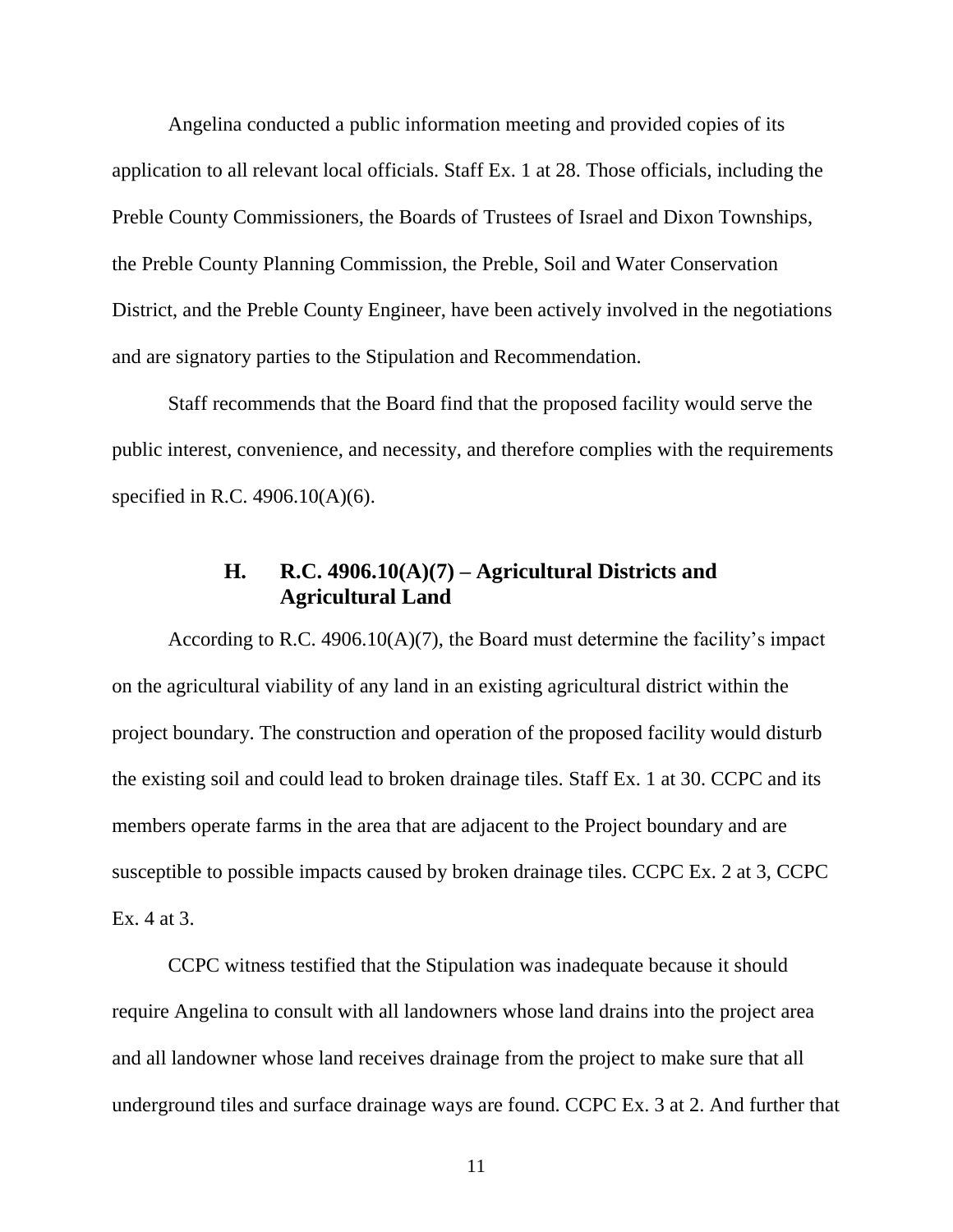Angelina conducted a public information meeting and provided copies of its application to all relevant local officials. Staff Ex. 1 at 28. Those officials, including the Preble County Commissioners, the Boards of Trustees of Israel and Dixon Townships, the Preble County Planning Commission, the Preble, Soil and Water Conservation District, and the Preble County Engineer, have been actively involved in the negotiations and are signatory parties to the Stipulation and Recommendation.

Staff recommends that the Board find that the proposed facility would serve the public interest, convenience, and necessity, and therefore complies with the requirements specified in R.C. 4906.10(A)(6).

### H. R.C. 4906.10(A)(7) – Agricultural Districts and Agricultural Land

According to R.C. 4906.10(A)(7), the Board must determine the facility's impact on the agricultural viability of any land in an existing agricultural district within the project boundary. The construction and operation of the proposed facility would disturb the existing soil and could lead to broken drainage tiles. Staff Ex. 1 at 30. CCPC and its members operate farms in the area that are adjacent to the Project boundary and are susceptible to possible impacts caused by broken drainage tiles. CCPC Ex. 2 at 3, CCPC Ex. 4 at 3.

CCPC witness testified that the Stipulation was inadequate because it should require Angelina to consult with all landowners whose land drains into the project area and all landowner whose land receives drainage from the project to make sure that all underground tiles and surface drainage ways are found. CCPC Ex. 3 at 2. And further that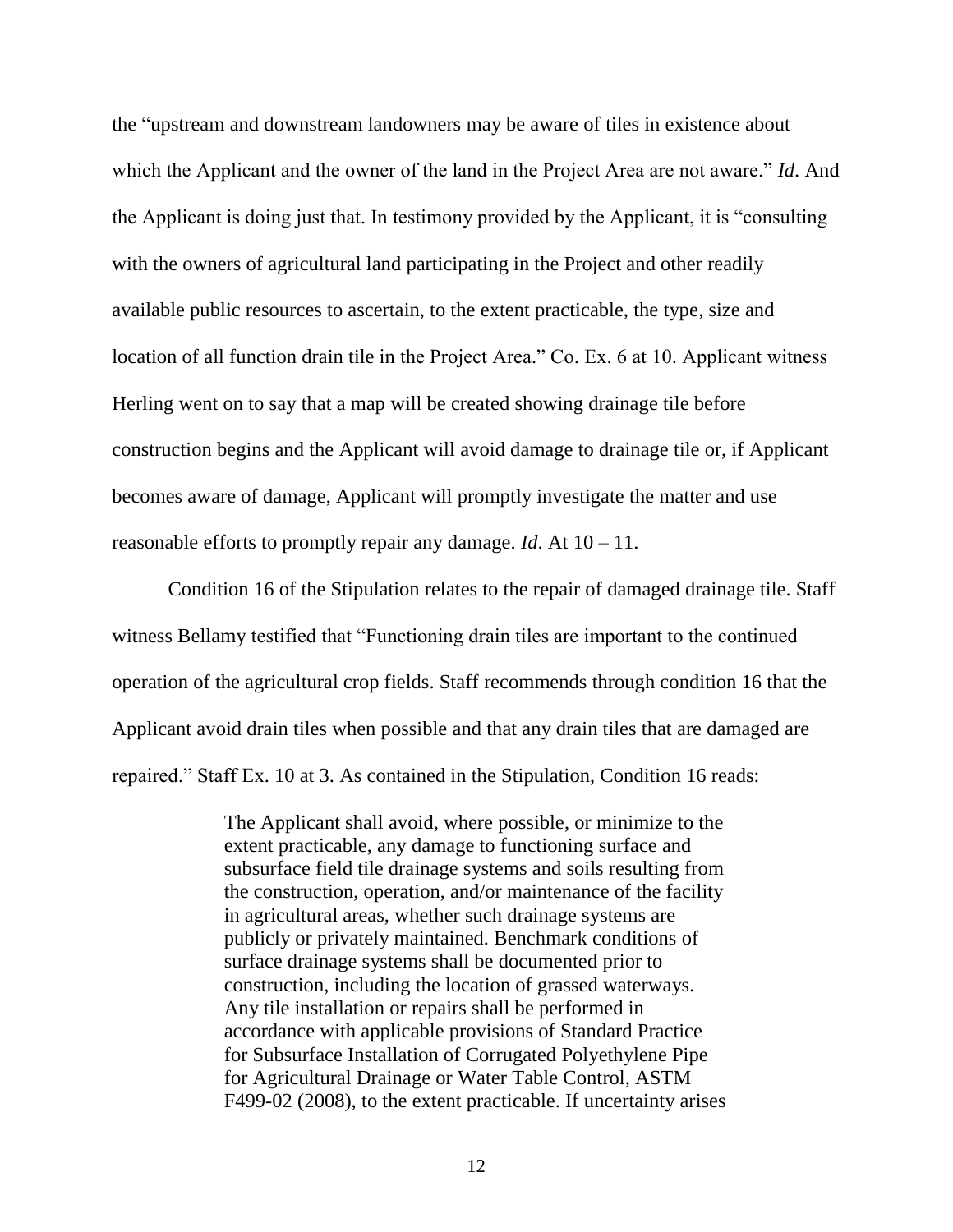the "upstream and downstream landowners may be aware of tiles in existence about which the Applicant and the owner of the land in the Project Area are not aware." *Id*. And the Applicant is doing just that. In testimony provided by the Applicant, it is "consulting with the owners of agricultural land participating in the Project and other readily available public resources to ascertain, to the extent practicable, the type, size and location of all function drain tile in the Project Area." Co. Ex. 6 at 10. Applicant witness Herling went on to say that a map will be created showing drainage tile before construction begins and the Applicant will avoid damage to drainage tile or, if Applicant becomes aware of damage, Applicant will promptly investigate the matter and use reasonable efforts to promptly repair any damage. *Id*. At 10 – 11.

Condition 16 of the Stipulation relates to the repair of damaged drainage tile. Staff witness Bellamy testified that "Functioning drain tiles are important to the continued operation of the agricultural crop fields. Staff recommends through condition 16 that the Applicant avoid drain tiles when possible and that any drain tiles that are damaged are repaired." Staff Ex. 10 at 3. As contained in the Stipulation, Condition 16 reads:

> The Applicant shall avoid, where possible, or minimize to the extent practicable, any damage to functioning surface and subsurface field tile drainage systems and soils resulting from the construction, operation, and/or maintenance of the facility in agricultural areas, whether such drainage systems are publicly or privately maintained. Benchmark conditions of surface drainage systems shall be documented prior to construction, including the location of grassed waterways. Any tile installation or repairs shall be performed in accordance with applicable provisions of Standard Practice for Subsurface Installation of Corrugated Polyethylene Pipe for Agricultural Drainage or Water Table Control, ASTM F499-02 (2008), to the extent practicable. If uncertainty arises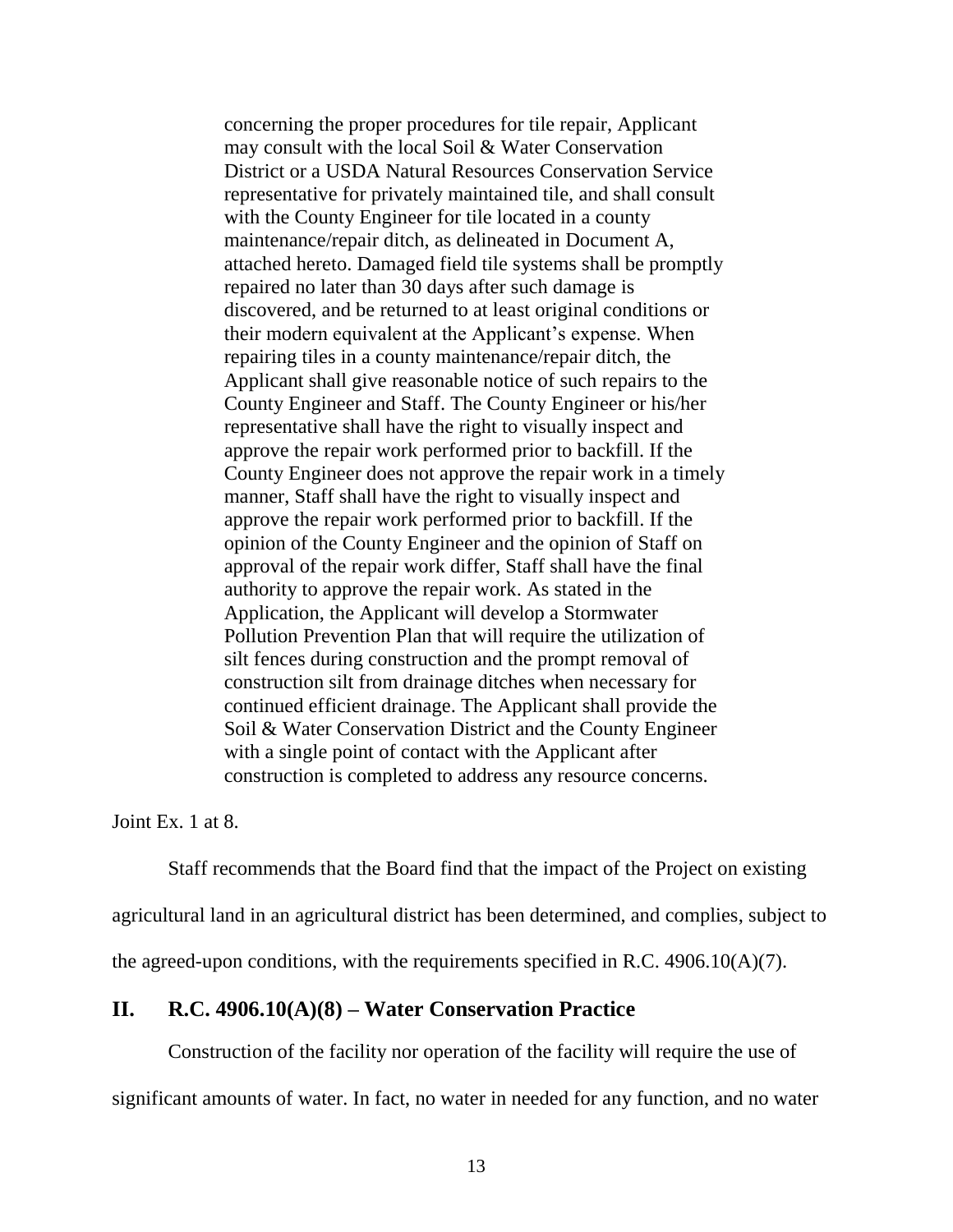> concerning the proper procedures for tile repair, Applicant may consult with the local Soil & Water Conservation District or a USDA Natural Resources Conservation Service representative for privately maintained tile, and shall consult with the County Engineer for tile located in a county maintenance/repair ditch, as delineated in Document A, attached hereto. Damaged field tile systems shall be promptly repaired no later than 30 days after such damage is discovered, and be returned to at least original conditions or their modern equivalent at the Applicant's expense. When repairing tiles in a county maintenance/repair ditch, the Applicant shall give reasonable notice of such repairs to the County Engineer and Staff. The County Engineer or his/her representative shall have the right to visually inspect and approve the repair work performed prior to backfill. If the County Engineer does not approve the repair work in a timely manner, Staff shall have the right to visually inspect and approve the repair work performed prior to backfill. If the opinion of the County Engineer and the opinion of Staff on approval of the repair work differ, Staff shall have the final authority to approve the repair work. As stated in the Application, the Applicant will develop a Stormwater Pollution Prevention Plan that will require the utilization of silt fences during construction and the prompt removal of construction silt from drainage ditches when necessary for continued efficient drainage. The Applicant shall provide the Soil & Water Conservation District and the County Engineer with a single point of contact with the Applicant after construction is completed to address any resource concerns.

Joint Ex. 1 at 8.

Staff recommends that the Board find that the impact of the Project on existing agricultural land in an agricultural district has been determined, and complies, subject to the agreed-upon conditions, with the requirements specified in R.C. 4906.10(A)(7).

## II. R.C. 4906.10(A)(8) – Water Conservation Practice

Construction of the facility nor operation of the facility will require the use of significant amounts of water. In fact, no water in needed for any function, and no water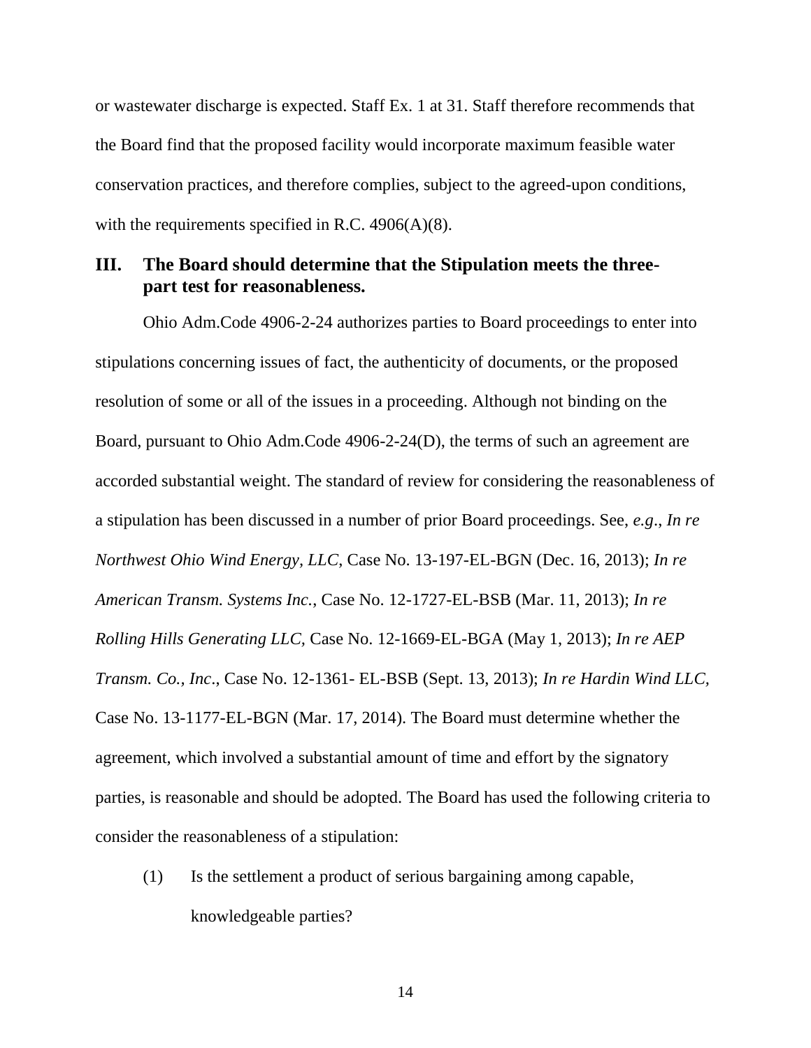or wastewater discharge is expected. Staff Ex. 1 at 31. Staff therefore recommends that the Board find that the proposed facility would incorporate maximum feasible water conservation practices, and therefore complies, subject to the agreed-upon conditions, with the requirements specified in R.C. 4906(A)(8).

## III. The Board should determine that the Stipulation meets the three-part test for reasonableness.

Ohio Adm.Code 4906-2-24 authorizes parties to Board proceedings to enter into stipulations concerning issues of fact, the authenticity of documents, or the proposed resolution of some or all of the issues in a proceeding. Although not binding on the Board, pursuant to Ohio Adm.Code 4906-2-24(D), the terms of such an agreement are accorded substantial weight. The standard of review for considering the reasonableness of a stipulation has been discussed in a number of prior Board proceedings. See, *e.g*., *In re Northwest Ohio Wind Energy, LLC*, Case No. 13-197-EL-BGN (Dec. 16, 2013); *In re American Transm. Systems Inc.*, Case No. 12-1727-EL-BSB (Mar. 11, 2013); *In re Rolling Hills Generating LLC,* Case No. 12-1669-EL-BGA (May 1, 2013); *In re AEP Transm. Co., Inc*., Case No. 12-1361- EL-BSB (Sept. 13, 2013); *In re Hardin Wind LLC*, Case No. 13-1177-EL-BGN (Mar. 17, 2014). The Board must determine whether the agreement, which involved a substantial amount of time and effort by the signatory parties, is reasonable and should be adopted. The Board has used the following criteria to consider the reasonableness of a stipulation:

(1) Is the settlement a product of serious bargaining among capable, knowledgeable parties?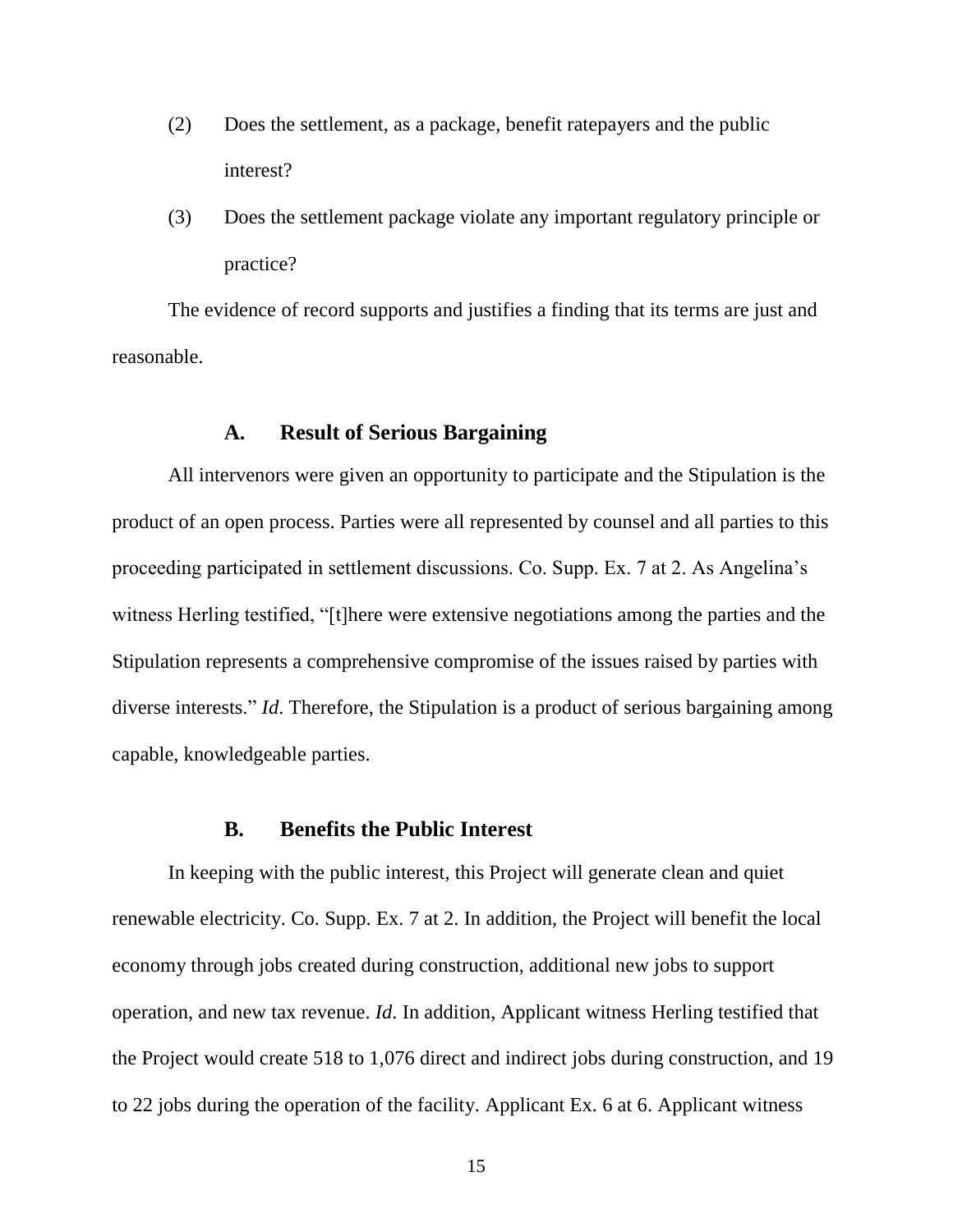(2) Does the settlement, as a package, benefit ratepayers and the public interest?

(3) Does the settlement package violate any important regulatory principle or practice?

The evidence of record supports and justifies a finding that its terms are just and reasonable.

### A. Result of Serious Bargaining

All intervenors were given an opportunity to participate and the Stipulation is the product of an open process. Parties were all represented by counsel and all parties to this proceeding participated in settlement discussions. Co. Supp. Ex. 7 at 2. As Angelina's witness Herling testified, "[t]here were extensive negotiations among the parties and the Stipulation represents a comprehensive compromise of the issues raised by parties with diverse interests." *Id*. Therefore, the Stipulation is a product of serious bargaining among capable, knowledgeable parties.

### B. Benefits the Public Interest

In keeping with the public interest, this Project will generate clean and quiet renewable electricity. Co. Supp. Ex. 7 at 2. In addition, the Project will benefit the local economy through jobs created during construction, additional new jobs to support operation, and new tax revenue. *Id*. In addition, Applicant witness Herling testified that the Project would create 518 to 1,076 direct and indirect jobs during construction, and 19 to 22 jobs during the operation of the facility. Applicant Ex. 6 at 6. Applicant witness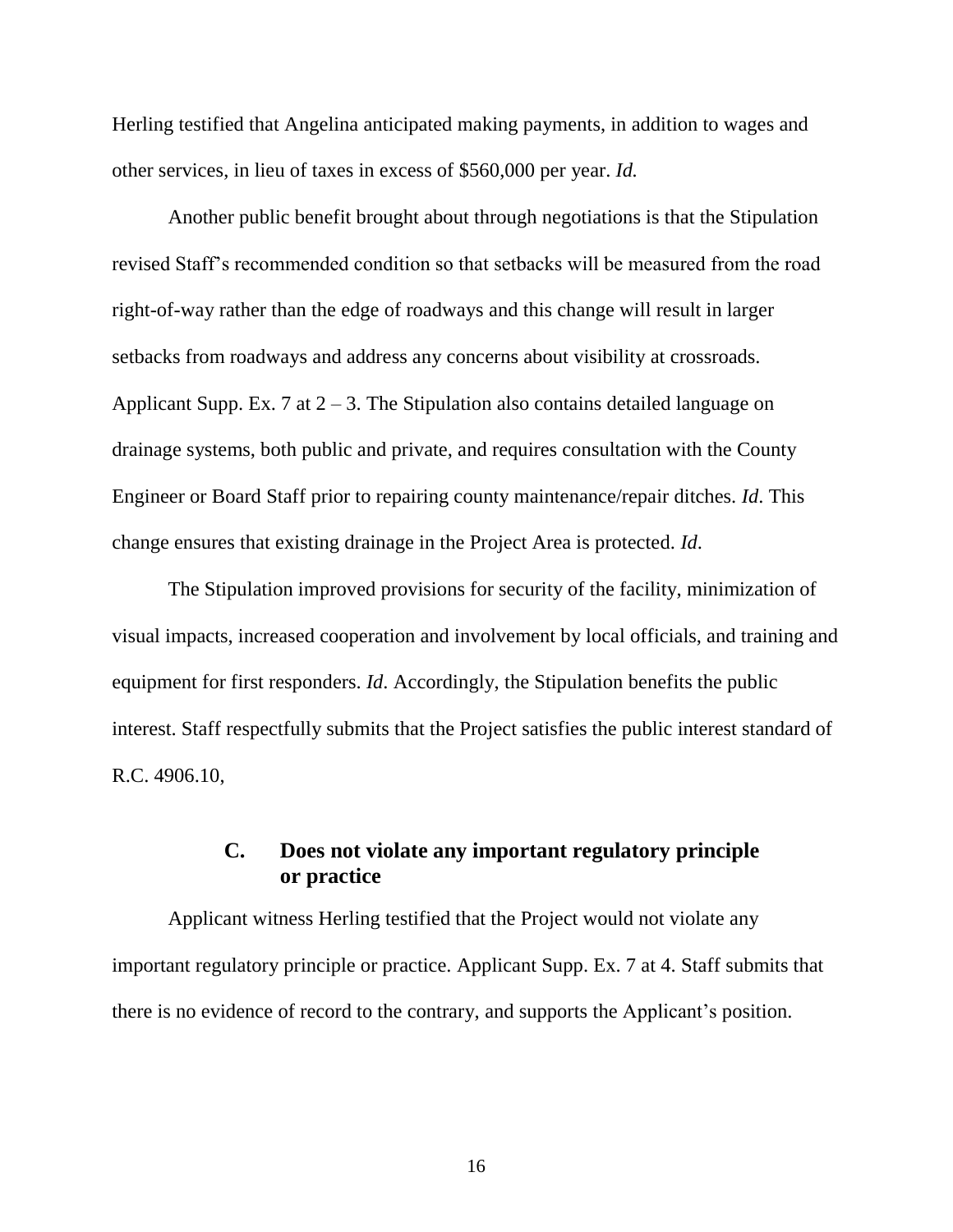Herling testified that Angelina anticipated making payments, in addition to wages and other services, in lieu of taxes in excess of $560,000 per year. *Id.*

Another public benefit brought about through negotiations is that the Stipulation revised Staff's recommended condition so that setbacks will be measured from the road right-of-way rather than the edge of roadways and this change will result in larger setbacks from roadways and address any concerns about visibility at crossroads. Applicant Supp. Ex. 7 at 2 – 3. The Stipulation also contains detailed language on drainage systems, both public and private, and requires consultation with the County Engineer or Board Staff prior to repairing county maintenance/repair ditches. *Id*. This change ensures that existing drainage in the Project Area is protected. *Id*.

The Stipulation improved provisions for security of the facility, minimization of visual impacts, increased cooperation and involvement by local officials, and training and equipment for first responders. *Id*. Accordingly, the Stipulation benefits the public interest. Staff respectfully submits that the Project satisfies the public interest standard of R.C. 4906.10,

### C. Does not violate any important regulatory principle or practice

Applicant witness Herling testified that the Project would not violate any important regulatory principle or practice. Applicant Supp. Ex. 7 at 4. Staff submits that there is no evidence of record to the contrary, and supports the Applicant's position.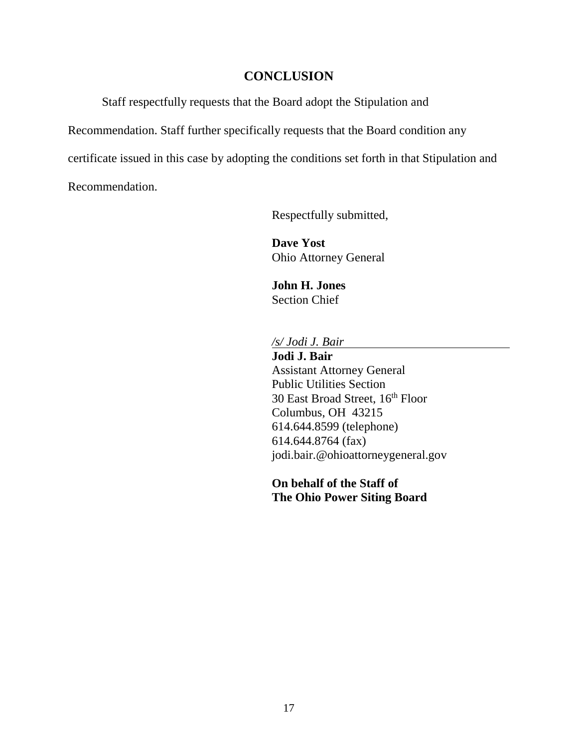## CONCLUSION

Staff respectfully requests that the Board adopt the Stipulation and Recommendation. Staff further specifically requests that the Board condition any certificate issued in this case by adopting the conditions set forth in that Stipulation and Recommendation.

Respectfully submitted,

**Dave Yost**
Ohio Attorney General

**John H. Jones**
Section Chief

*/s/ Jodi J. Bair*
**Jodi J. Bair**
Assistant Attorney General
Public Utilities Section
30 East Broad Street, 16th Floor
Columbus, OH 43215
614.644.8599 (telephone)
614.644.8764 (fax)
jodi.bair.@ohioattorneygeneral.gov

**On behalf of the Staff of**
**The Ohio Power Siting Board**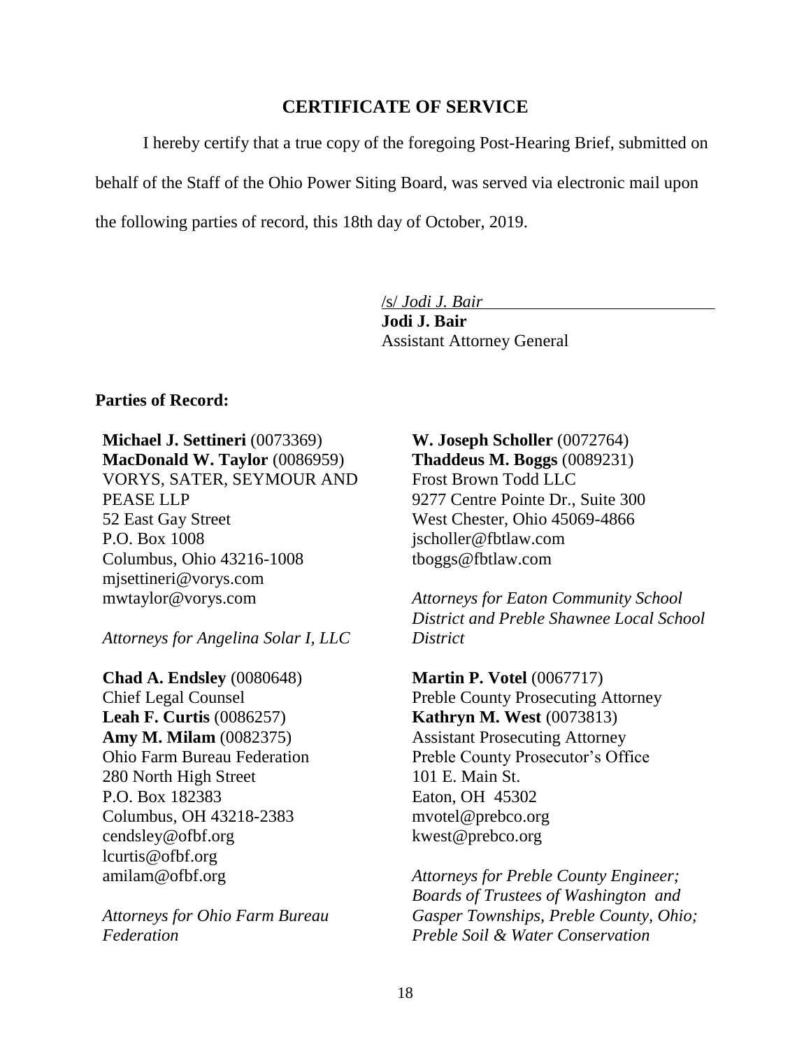## CERTIFICATE OF SERVICE

I hereby certify that a true copy of the foregoing Post-Hearing Brief, submitted on behalf of the Staff of the Ohio Power Siting Board, was served via electronic mail upon the following parties of record, this 18th day of October, 2019.

/s/ *Jodi J. Bair*
**Jodi J. Bair**
Assistant Attorney General

**Parties of Record:**

**Michael J. Settineri** (0073369)
**MacDonald W. Taylor** (0086959)
VORYS, SATER, SEYMOUR AND PEASE LLP
52 East Gay Street
P.O. Box 1008
Columbus, Ohio 43216-1008
mjsettineri@vorys.com
mwtaylor@vorys.com

*Attorneys for Angelina Solar I, LLC*

**Chad A. Endsley** (0080648)
Chief Legal Counsel
**Leah F. Curtis** (0086257)
**Amy M. Milam** (0082375)
Ohio Farm Bureau Federation
280 North High Street
P.O. Box 182383
Columbus, OH 43218-2383
cendsley@ofbf.org
lcurtis@ofbf.org
amilam@ofbf.org

*Attorneys for Ohio Farm Bureau Federation*

**W. Joseph Scholler** (0072764)
**Thaddeus M. Boggs** (0089231)
Frost Brown Todd LLC
9277 Centre Pointe Dr., Suite 300
West Chester, Ohio 45069-4866
jscholler@fbtlaw.com
tboggs@fbtlaw.com

*Attorneys for Eaton Community School District and Preble Shawnee Local School District*

**Martin P. Votel** (0067717)
Preble County Prosecuting Attorney
**Kathryn M. West** (0073813)
Assistant Prosecuting Attorney
Preble County Prosecutor's Office
101 E. Main St.
Eaton, OH 45302
mvotel@prebco.org
kwest@prebco.org

*Attorneys for Preble County Engineer; Boards of Trustees of Washington and Gasper Townships, Preble County, Ohio; Preble Soil & Water Conservation*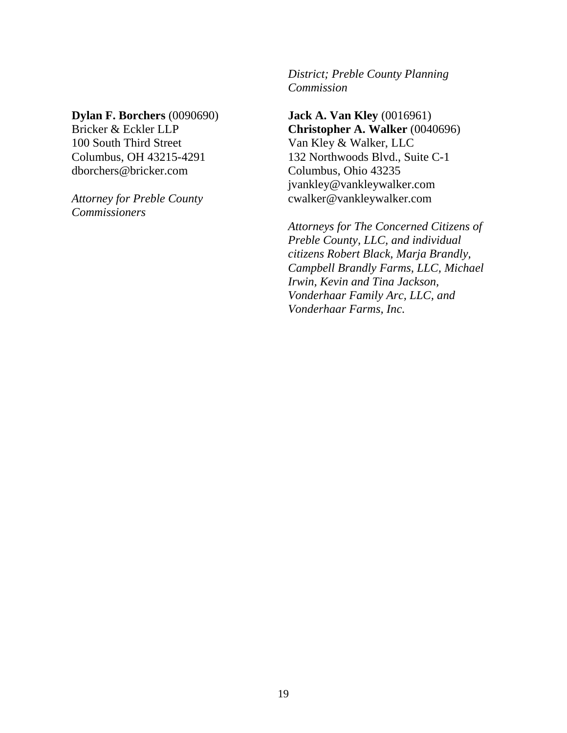*District; Preble County Planning Commission*

**Dylan F. Borchers** (0090690)
Bricker & Eckler LLP
100 South Third Street
Columbus, OH 43215-4291
dborchers@bricker.com

*Attorney for Preble County Commissioners*

**Jack A. Van Kley** (0016961)
**Christopher A. Walker** (0040696)
Van Kley & Walker, LLC
132 Northwoods Blvd., Suite C-1
Columbus, Ohio 43235
jvankley@vankleywalker.com
cwalker@vankleywalker.com

*Attorneys for The Concerned Citizens of Preble County, LLC, and individual citizens Robert Black, Marja Brandly, Campbell Brandly Farms, LLC, Michael Irwin, Kevin and Tina Jackson, Vonderhaar Family Arc, LLC, and Vonderhaar Farms, Inc.*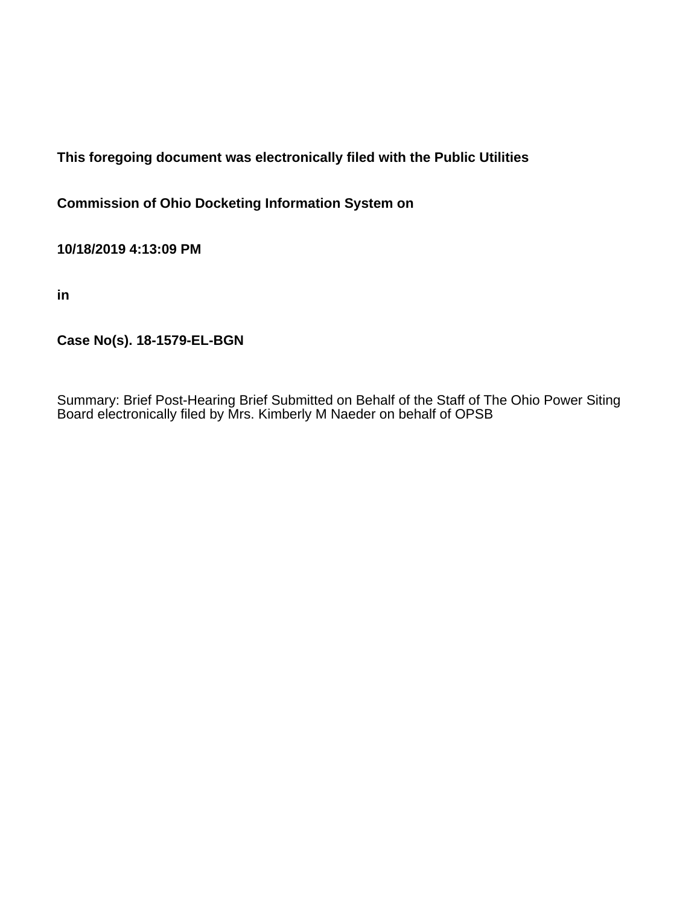**This foregoing document was electronically filed with the Public Utilities**

**Commission of Ohio Docketing Information System on**

**10/18/2019 4:13:09 PM**

**in**

**Case No(s). 18-1579-EL-BGN**

Summary: Brief Post-Hearing Brief Submitted on Behalf of the Staff of The Ohio Power Siting Board electronically filed by Mrs. Kimberly M Naeder on behalf of OPSB